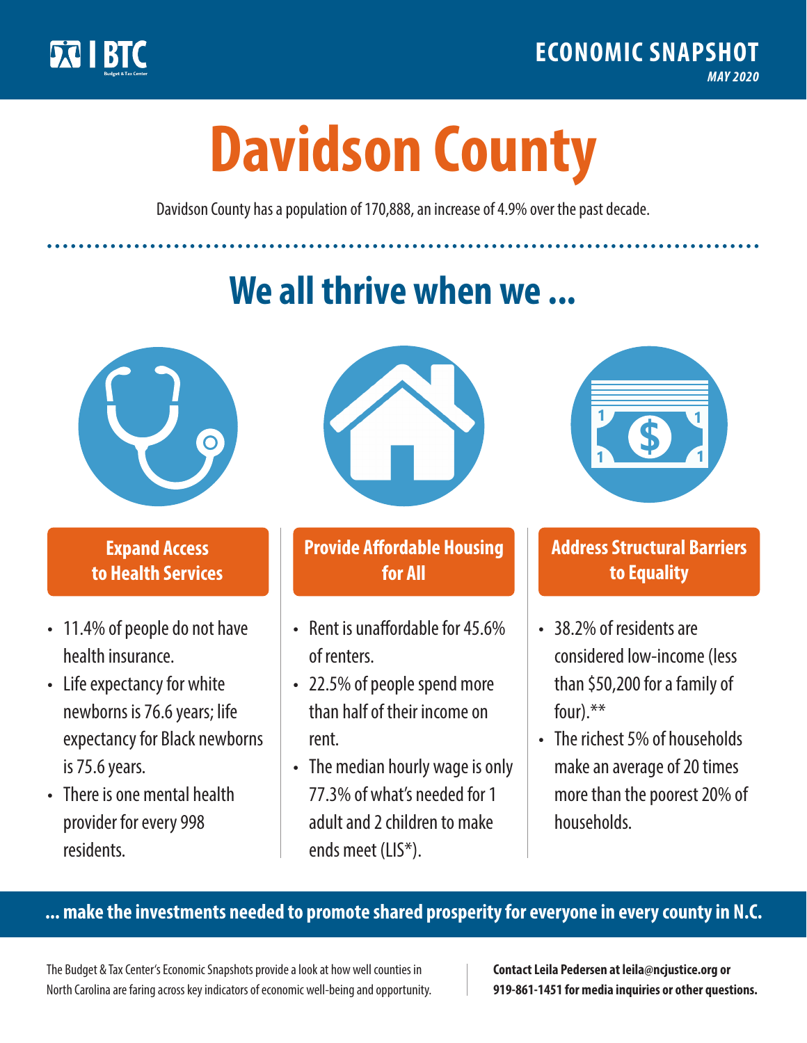BTC Budget & Tax Center

**ECONOMIC SNAPSHOT**
*MAY 2020*

# Davidson County

Davidson County has a population of 170,888, an increase of 4.9% over the past decade.

## We all thrive when we ...

### Expand Access to Health Services

- 11.4% of people do not have health insurance.
- Life expectancy for white newborns is 76.6 years; life expectancy for Black newborns is 75.6 years.
- There is one mental health provider for every 998 residents.

### Provide Affordable Housing for All

- Rent is unaffordable for 45.6% of renters.
- 22.5% of people spend more than half of their income on rent.
- The median hourly wage is only 77.3% of what's needed for 1 adult and 2 children to make ends meet (LIS*).

### Address Structural Barriers to Equality

- 38.2% of residents are considered low-income (less than $50,200 for a family of four).**
- The richest 5% of households make an average of 20 times more than the poorest 20% of households.

**... make the investments needed to promote shared prosperity for everyone in every county in N.C.**

The Budget & Tax Center's Economic Snapshots provide a look at how well counties in North Carolina are faring across key indicators of economic well-being and opportunity.

**Contact Leila Pedersen at leila@ncjustice.org or 919-861-1451 for media inquiries or other questions.**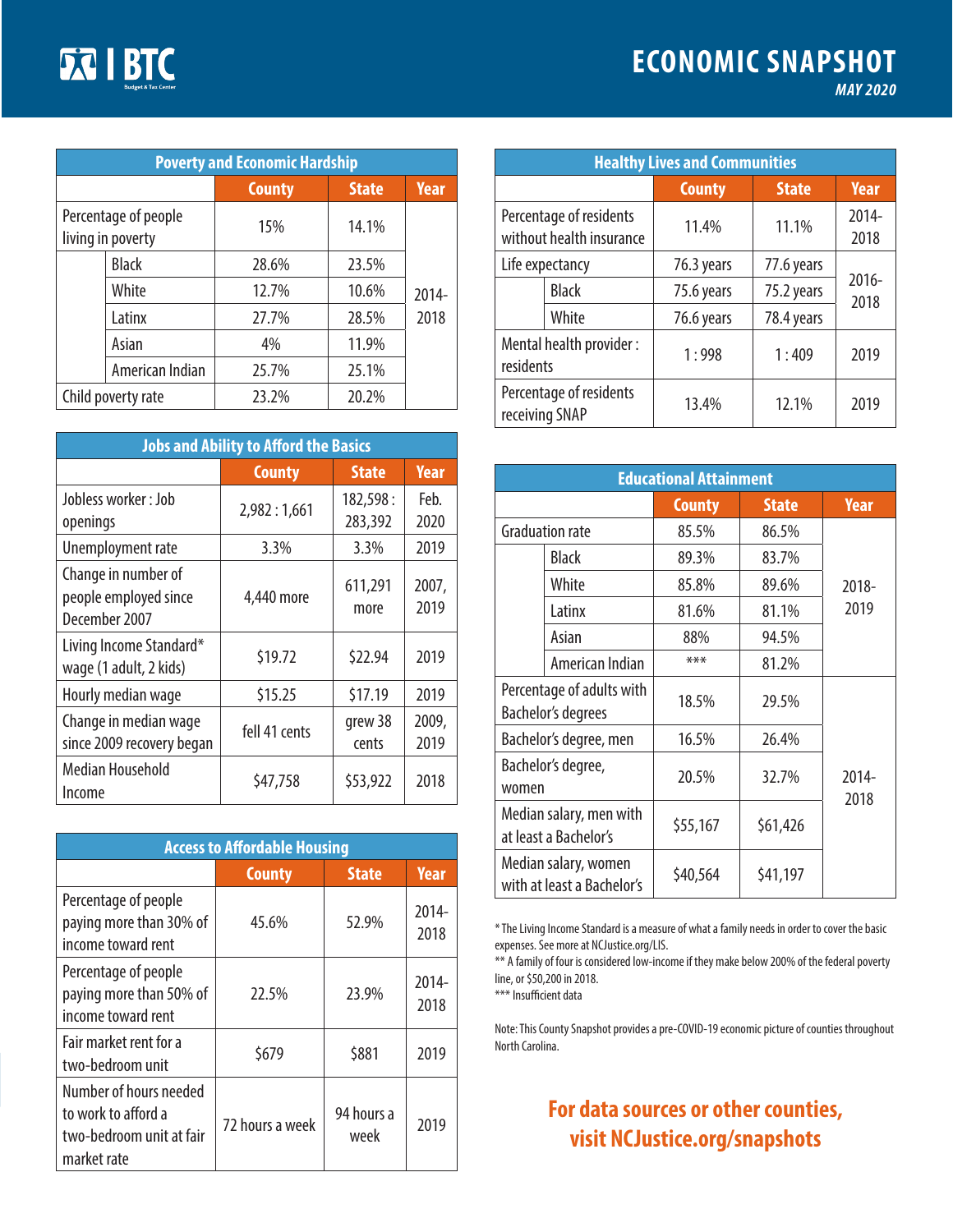BTC
Budget & Tax Center

# ECONOMIC SNAPSHOT

*MAY 2020*

## Poverty and Economic Hardship

| | | County | State | Year |
|---|---|---|---|---|
| Percentage of people living in poverty | | 15% | 14.1% | 2014-2018 |
| | Black | 28.6% | 23.5% | |
| | White | 12.7% | 10.6% | |
| | Latinx | 27.7% | 28.5% | |
| | Asian | 4% | 11.9% | |
| | American Indian | 25.7% | 25.1% | |
| Child poverty rate | | 23.2% | 20.2% | |

## Jobs and Ability to Afford the Basics

| | County | State | Year |
|---|---|---|---|
| Jobless worker : Job openings | 2,982 : 1,661 | 182,598 : 283,392 | Feb. 2020 |
| Unemployment rate | 3.3% | 3.3% | 2019 |
| Change in number of people employed since December 2007 | 4,440 more | 611,291 more | 2007, 2019 |
| Living Income Standard* wage (1 adult, 2 kids) | $19.72 | $22.94 | 2019 |
| Hourly median wage | $15.25 | $17.19 | 2019 |
| Change in median wage since 2009 recovery began | fell 41 cents | grew 38 cents | 2009, 2019 |
| Median Household Income | $47,758 | $53,922 | 2018 |

## Access to Affordable Housing

| | County | State | Year |
|---|---|---|---|
| Percentage of people paying more than 30% of income toward rent | 45.6% | 52.9% | 2014-2018 |
| Percentage of people paying more than 50% of income toward rent | 22.5% | 23.9% | 2014-2018 |
| Fair market rent for a two-bedroom unit | $679 | $881 | 2019 |
| Number of hours needed to work to afford a two-bedroom unit at fair market rate | 72 hours a week | 94 hours a week | 2019 |

## Healthy Lives and Communities

| | | County | State | Year |
|---|---|---|---|---|
| Percentage of residents without health insurance | | 11.4% | 11.1% | 2014-2018 |
| Life expectancy | | 76.3 years | 77.6 years | 2016-2018 |
| | Black | 75.6 years | 75.2 years | |
| | White | 76.6 years | 78.4 years | |
| Mental health provider : residents | | 1 : 998 | 1 : 409 | 2019 |
| Percentage of residents receiving SNAP | | 13.4% | 12.1% | 2019 |

## Educational Attainment

| | | County | State | Year |
|---|---|---|---|---|
| Graduation rate | | 85.5% | 86.5% | 2018-2019 |
| | Black | 89.3% | 83.7% | |
| | White | 85.8% | 89.6% | |
| | Latinx | 81.6% | 81.1% | |
| | Asian | 88% | 94.5% | |
| | American Indian | *** | 81.2% | |
| Percentage of adults with Bachelor's degrees | | 18.5% | 29.5% | 2014-2018 |
| Bachelor's degree, men | | 16.5% | 26.4% | |
| Bachelor's degree, women | | 20.5% | 32.7% | |
| Median salary, men with at least a Bachelor's | | $55,167 | $61,426 | |
| Median salary, women with at least a Bachelor's | | $40,564 | $41,197 | |

* The Living Income Standard is a measure of what a family needs in order to cover the basic expenses. See more at NCJustice.org/LIS.
** A family of four is considered low-income if they make below 200% of the federal poverty line, or $50,200 in 2018.
*** Insufficient data

Note: This County Snapshot provides a pre-COVID-19 economic picture of counties throughout North Carolina.

**For data sources or other counties, visit NCJustice.org/snapshots**